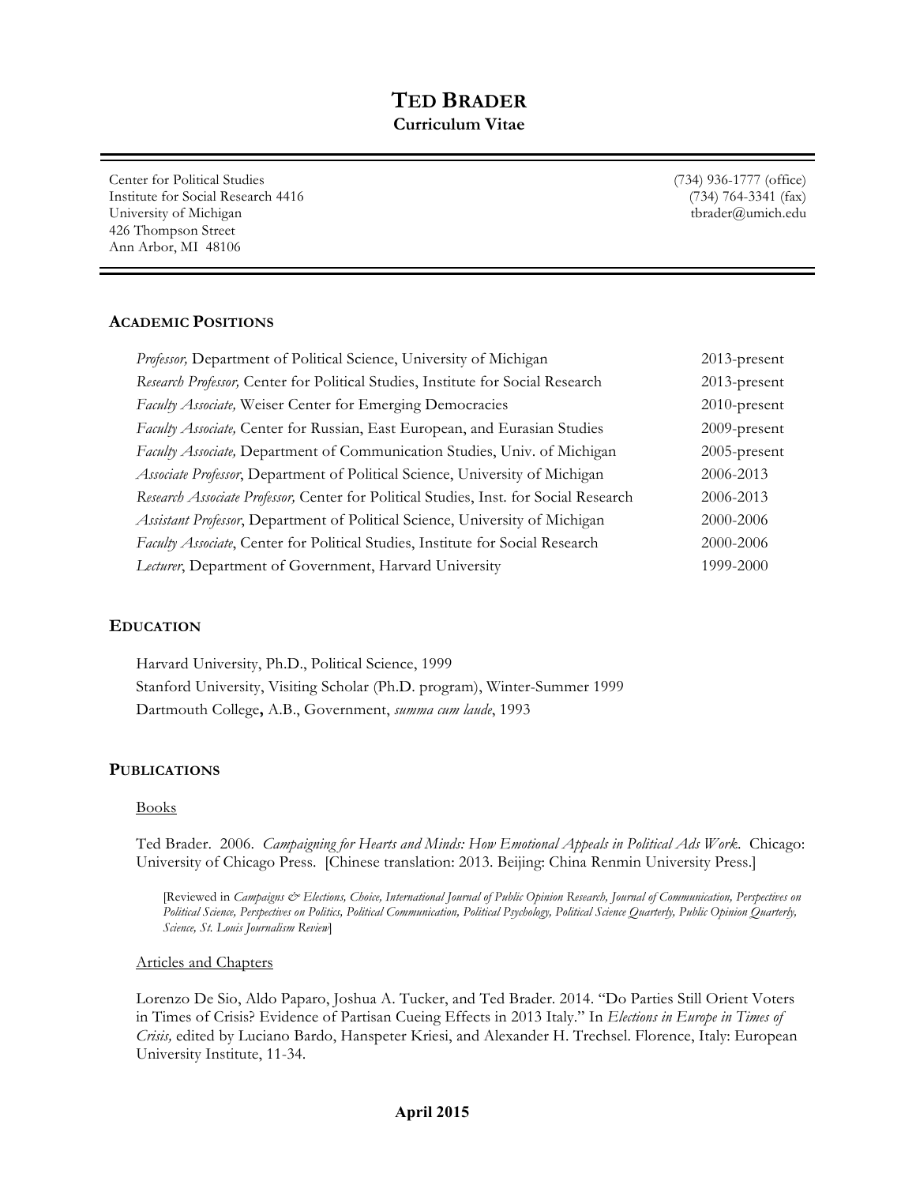# TED BRADER

**Curriculum Vitae**

Center for Political Studies
Institute for Social Research 4416
University of Michigan
426 Thompson Street
Ann Arbor, MI 48106

(734) 936-1777 (office)
(734) 764-3341 (fax)
tbrader@umich.edu

## ACADEMIC POSITIONS

| | |
|---|---|
| *Professor,* Department of Political Science, University of Michigan | 2013-present |
| *Research Professor,* Center for Political Studies, Institute for Social Research | 2013-present |
| *Faculty Associate,* Weiser Center for Emerging Democracies | 2010-present |
| *Faculty Associate,* Center for Russian, East European, and Eurasian Studies | 2009-present |
| *Faculty Associate,* Department of Communication Studies, Univ. of Michigan | 2005-present |
| *Associate Professor*, Department of Political Science, University of Michigan | 2006-2013 |
| *Research Associate Professor,* Center for Political Studies, Inst. for Social Research | 2006-2013 |
| *Assistant Professor*, Department of Political Science, University of Michigan | 2000-2006 |
| *Faculty Associate*, Center for Political Studies, Institute for Social Research | 2000-2006 |
| *Lecturer*, Department of Government, Harvard University | 1999-2000 |

## EDUCATION

Harvard University, Ph.D., Political Science, 1999
Stanford University, Visiting Scholar (Ph.D. program), Winter-Summer 1999
Dartmouth College**,** A.B., Government, *summa cum laude*, 1993

## PUBLICATIONS

### Books

Ted Brader. 2006. *Campaigning for Hearts and Minds: How Emotional Appeals in Political Ads Work*. Chicago: University of Chicago Press. [Chinese translation: 2013. Beijing: China Renmin University Press.]

[Reviewed in *Campaigns & Elections, Choice, International Journal of Public Opinion Research, Journal of Communication, Perspectives on Political Science, Perspectives on Politics, Political Communication, Political Psychology, Political Science Quarterly, Public Opinion Quarterly, Science, St. Louis Journalism Review*]

### Articles and Chapters

Lorenzo De Sio, Aldo Paparo, Joshua A. Tucker, and Ted Brader. 2014. "Do Parties Still Orient Voters in Times of Crisis? Evidence of Partisan Cueing Effects in 2013 Italy." In *Elections in Europe in Times of Crisis,* edited by Luciano Bardo, Hanspeter Kriesi, and Alexander H. Trechsel. Florence, Italy: European University Institute, 11-34.

**April 2015**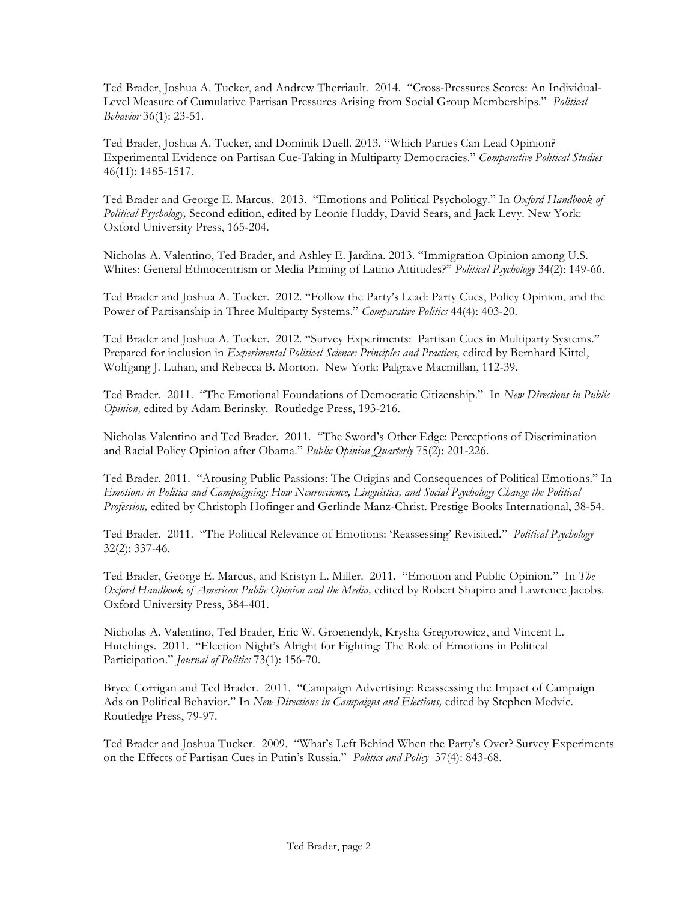Ted Brader, Joshua A. Tucker, and Andrew Therriault. 2014. "Cross-Pressures Scores: An Individual-Level Measure of Cumulative Partisan Pressures Arising from Social Group Memberships." *Political Behavior* 36(1): 23-51.

Ted Brader, Joshua A. Tucker, and Dominik Duell. 2013. "Which Parties Can Lead Opinion? Experimental Evidence on Partisan Cue-Taking in Multiparty Democracies." *Comparative Political Studies* 46(11): 1485-1517.

Ted Brader and George E. Marcus. 2013. "Emotions and Political Psychology." In *Oxford Handbook of Political Psychology,* Second edition, edited by Leonie Huddy, David Sears, and Jack Levy. New York: Oxford University Press, 165-204.

Nicholas A. Valentino, Ted Brader, and Ashley E. Jardina. 2013. "Immigration Opinion among U.S. Whites: General Ethnocentrism or Media Priming of Latino Attitudes?" *Political Psychology* 34(2): 149-66.

Ted Brader and Joshua A. Tucker. 2012. "Follow the Party's Lead: Party Cues, Policy Opinion, and the Power of Partisanship in Three Multiparty Systems." *Comparative Politics* 44(4): 403-20.

Ted Brader and Joshua A. Tucker. 2012. "Survey Experiments: Partisan Cues in Multiparty Systems." Prepared for inclusion in *Experimental Political Science: Principles and Practices,* edited by Bernhard Kittel, Wolfgang J. Luhan, and Rebecca B. Morton. New York: Palgrave Macmillan, 112-39.

Ted Brader. 2011. "The Emotional Foundations of Democratic Citizenship." In *New Directions in Public Opinion,* edited by Adam Berinsky. Routledge Press, 193-216.

Nicholas Valentino and Ted Brader. 2011. "The Sword's Other Edge: Perceptions of Discrimination and Racial Policy Opinion after Obama." *Public Opinion Quarterly* 75(2): 201-226.

Ted Brader. 2011. "Arousing Public Passions: The Origins and Consequences of Political Emotions." In *Emotions in Politics and Campaigning: How Neuroscience, Linguistics, and Social Psychology Change the Political Profession,* edited by Christoph Hofinger and Gerlinde Manz-Christ. Prestige Books International, 38-54.

Ted Brader. 2011. "The Political Relevance of Emotions: 'Reassessing' Revisited." *Political Psychology* 32(2): 337-46.

Ted Brader, George E. Marcus, and Kristyn L. Miller. 2011. "Emotion and Public Opinion." In *The Oxford Handbook of American Public Opinion and the Media,* edited by Robert Shapiro and Lawrence Jacobs. Oxford University Press, 384-401.

Nicholas A. Valentino, Ted Brader, Eric W. Groenendyk, Krysha Gregorowicz, and Vincent L. Hutchings. 2011. "Election Night's Alright for Fighting: The Role of Emotions in Political Participation." *Journal of Politics* 73(1): 156-70.

Bryce Corrigan and Ted Brader. 2011. "Campaign Advertising: Reassessing the Impact of Campaign Ads on Political Behavior." In *New Directions in Campaigns and Elections,* edited by Stephen Medvic. Routledge Press, 79-97.

Ted Brader and Joshua Tucker. 2009. "What's Left Behind When the Party's Over? Survey Experiments on the Effects of Partisan Cues in Putin's Russia." *Politics and Policy* 37(4): 843-68.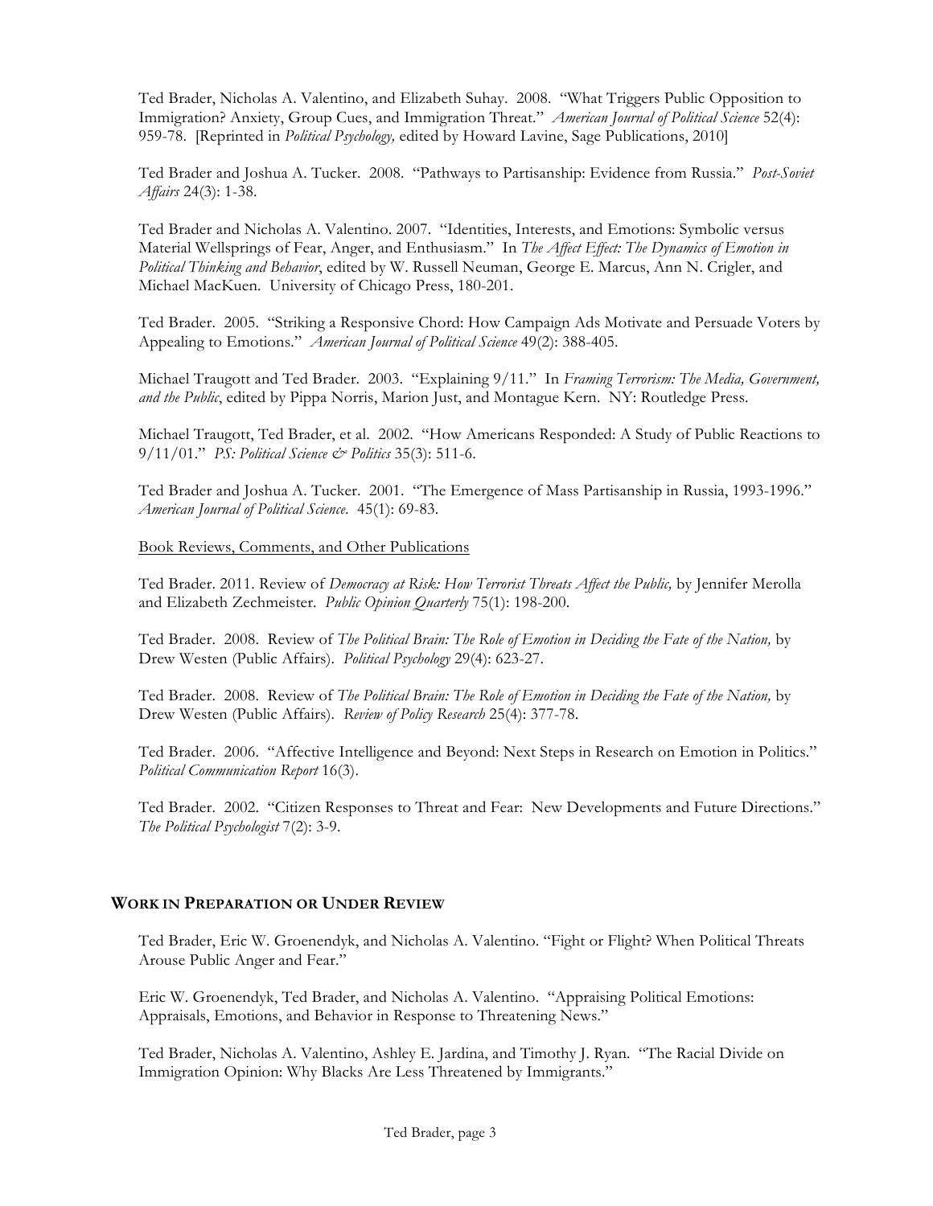Ted Brader, Nicholas A. Valentino, and Elizabeth Suhay. 2008. "What Triggers Public Opposition to Immigration? Anxiety, Group Cues, and Immigration Threat." *American Journal of Political Science* 52(4): 959-78. [Reprinted in *Political Psychology,* edited by Howard Lavine, Sage Publications, 2010]

Ted Brader and Joshua A. Tucker. 2008. "Pathways to Partisanship: Evidence from Russia." *Post-Soviet Affairs* 24(3): 1-38.

Ted Brader and Nicholas A. Valentino. 2007. "Identities, Interests, and Emotions: Symbolic versus Material Wellsprings of Fear, Anger, and Enthusiasm." In *The Affect Effect: The Dynamics of Emotion in Political Thinking and Behavior*, edited by W. Russell Neuman, George E. Marcus, Ann N. Crigler, and Michael MacKuen. University of Chicago Press, 180-201.

Ted Brader. 2005. "Striking a Responsive Chord: How Campaign Ads Motivate and Persuade Voters by Appealing to Emotions." *American Journal of Political Science* 49(2): 388-405.

Michael Traugott and Ted Brader. 2003. "Explaining 9/11." In *Framing Terrorism: The Media, Government, and the Public*, edited by Pippa Norris, Marion Just, and Montague Kern. NY: Routledge Press.

Michael Traugott, Ted Brader, et al. 2002. "How Americans Responded: A Study of Public Reactions to 9/11/01." *PS: Political Science & Politics* 35(3): 511-6.

Ted Brader and Joshua A. Tucker. 2001. "The Emergence of Mass Partisanship in Russia, 1993-1996." *American Journal of Political Science*. 45(1): 69-83.

Book Reviews, Comments, and Other Publications

Ted Brader. 2011. Review of *Democracy at Risk: How Terrorist Threats Affect the Public,* by Jennifer Merolla and Elizabeth Zechmeister. *Public Opinion Quarterly* 75(1): 198-200.

Ted Brader. 2008. Review of *The Political Brain: The Role of Emotion in Deciding the Fate of the Nation,* by Drew Westen (Public Affairs). *Political Psychology* 29(4): 623-27.

Ted Brader. 2008. Review of *The Political Brain: The Role of Emotion in Deciding the Fate of the Nation,* by Drew Westen (Public Affairs). *Review of Policy Research* 25(4): 377-78.

Ted Brader. 2006. "Affective Intelligence and Beyond: Next Steps in Research on Emotion in Politics." *Political Communication Report* 16(3).

Ted Brader. 2002. "Citizen Responses to Threat and Fear: New Developments and Future Directions." *The Political Psychologist* 7(2): 3-9.

## WORK IN PREPARATION OR UNDER REVIEW

Ted Brader, Eric W. Groenendyk, and Nicholas A. Valentino. "Fight or Flight? When Political Threats Arouse Public Anger and Fear."

Eric W. Groenendyk, Ted Brader, and Nicholas A. Valentino. "Appraising Political Emotions: Appraisals, Emotions, and Behavior in Response to Threatening News."

Ted Brader, Nicholas A. Valentino, Ashley E. Jardina, and Timothy J. Ryan. "The Racial Divide on Immigration Opinion: Why Blacks Are Less Threatened by Immigrants."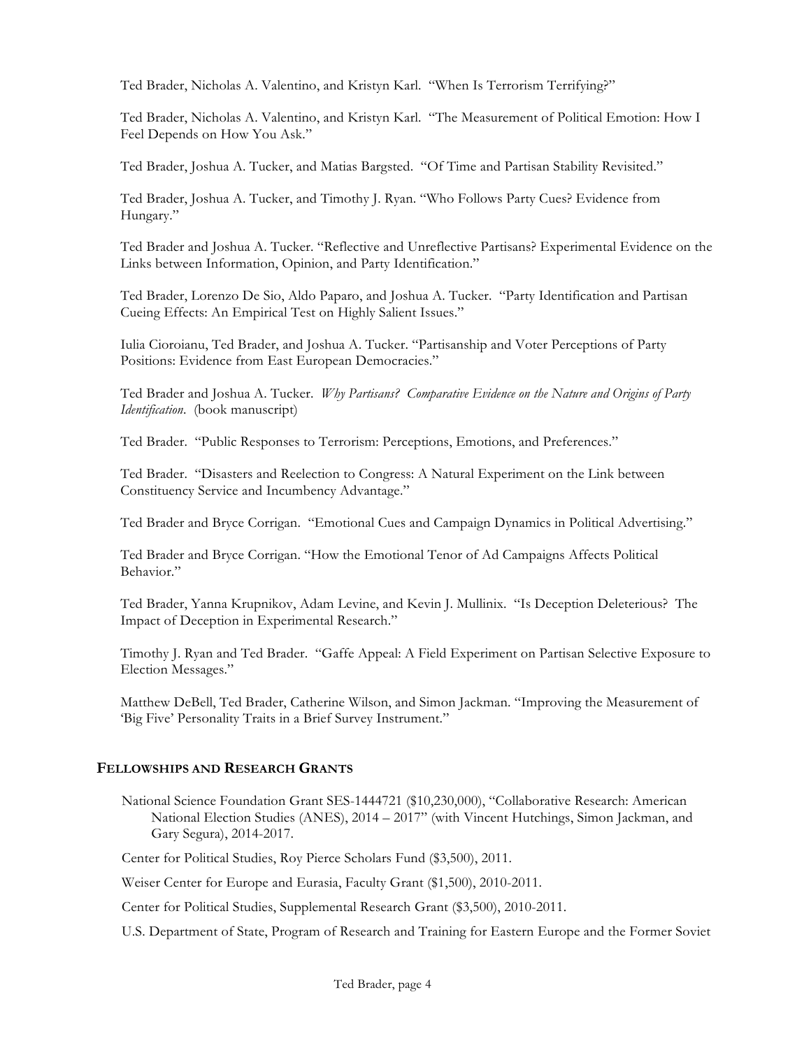Ted Brader, Nicholas A. Valentino, and Kristyn Karl. "When Is Terrorism Terrifying?"

Ted Brader, Nicholas A. Valentino, and Kristyn Karl. "The Measurement of Political Emotion: How I Feel Depends on How You Ask."

Ted Brader, Joshua A. Tucker, and Matias Bargsted. "Of Time and Partisan Stability Revisited."

Ted Brader, Joshua A. Tucker, and Timothy J. Ryan. "Who Follows Party Cues? Evidence from Hungary."

Ted Brader and Joshua A. Tucker. "Reflective and Unreflective Partisans? Experimental Evidence on the Links between Information, Opinion, and Party Identification."

Ted Brader, Lorenzo De Sio, Aldo Paparo, and Joshua A. Tucker. "Party Identification and Partisan Cueing Effects: An Empirical Test on Highly Salient Issues."

Iulia Cioroianu, Ted Brader, and Joshua A. Tucker. "Partisanship and Voter Perceptions of Party Positions: Evidence from East European Democracies."

Ted Brader and Joshua A. Tucker. *Why Partisans? Comparative Evidence on the Nature and Origins of Party Identification*. (book manuscript)

Ted Brader. "Public Responses to Terrorism: Perceptions, Emotions, and Preferences."

Ted Brader. "Disasters and Reelection to Congress: A Natural Experiment on the Link between Constituency Service and Incumbency Advantage."

Ted Brader and Bryce Corrigan. "Emotional Cues and Campaign Dynamics in Political Advertising."

Ted Brader and Bryce Corrigan. "How the Emotional Tenor of Ad Campaigns Affects Political Behavior."

Ted Brader, Yanna Krupnikov, Adam Levine, and Kevin J. Mullinix. "Is Deception Deleterious? The Impact of Deception in Experimental Research."

Timothy J. Ryan and Ted Brader. "Gaffe Appeal: A Field Experiment on Partisan Selective Exposure to Election Messages."

Matthew DeBell, Ted Brader, Catherine Wilson, and Simon Jackman. "Improving the Measurement of 'Big Five' Personality Traits in a Brief Survey Instrument."

## FELLOWSHIPS AND RESEARCH GRANTS

National Science Foundation Grant SES-1444721 ($10,230,000), "Collaborative Research: American National Election Studies (ANES), 2014 – 2017" (with Vincent Hutchings, Simon Jackman, and Gary Segura), 2014-2017.

Center for Political Studies, Roy Pierce Scholars Fund ($3,500), 2011.

Weiser Center for Europe and Eurasia, Faculty Grant ($1,500), 2010-2011.

Center for Political Studies, Supplemental Research Grant ($3,500), 2010-2011.

U.S. Department of State, Program of Research and Training for Eastern Europe and the Former Soviet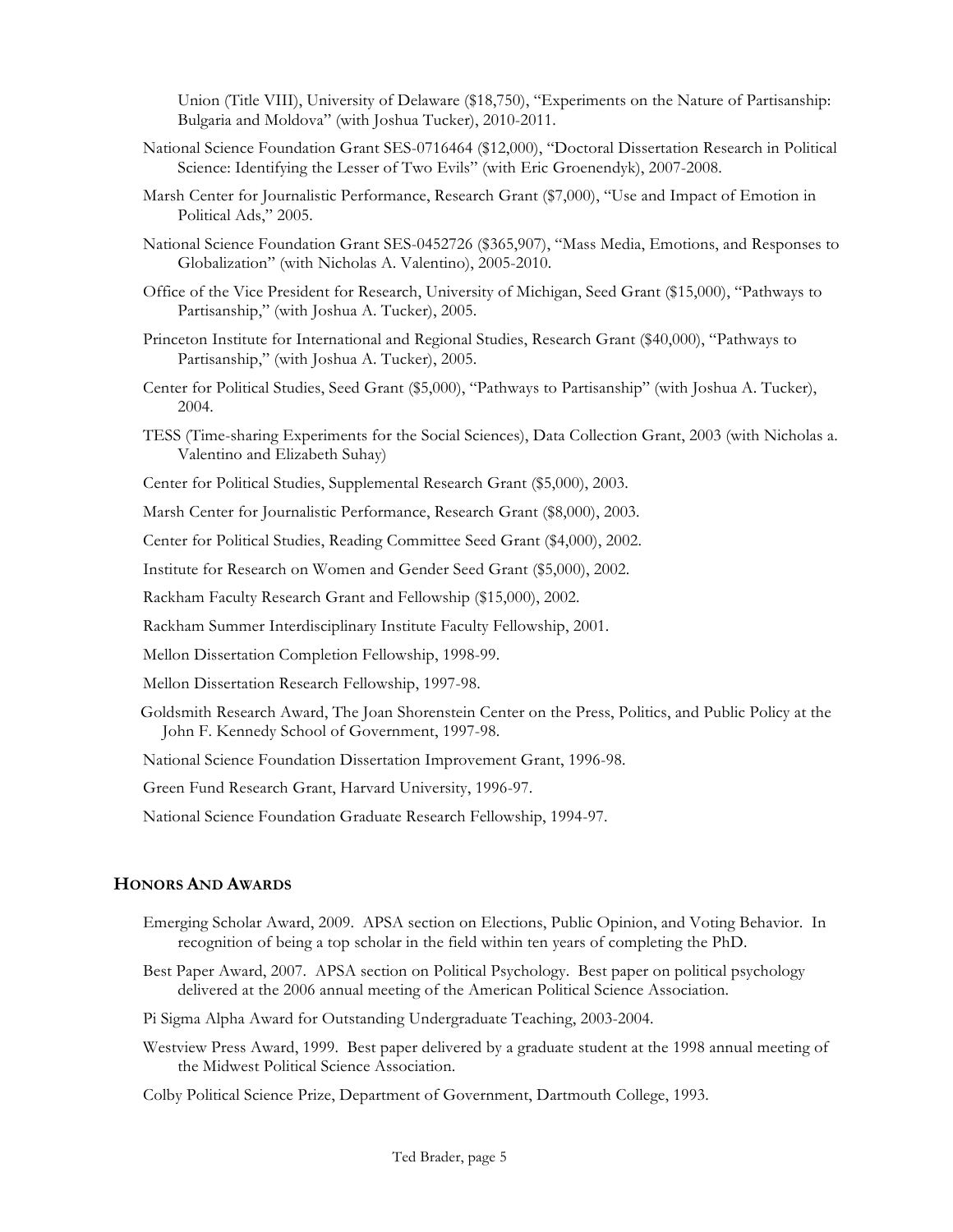Union (Title VIII), University of Delaware ($18,750), "Experiments on the Nature of Partisanship: Bulgaria and Moldova" (with Joshua Tucker), 2010-2011.

National Science Foundation Grant SES-0716464 ($12,000), "Doctoral Dissertation Research in Political Science: Identifying the Lesser of Two Evils" (with Eric Groenendyk), 2007-2008.

Marsh Center for Journalistic Performance, Research Grant ($7,000), "Use and Impact of Emotion in Political Ads," 2005.

National Science Foundation Grant SES-0452726 ($365,907), "Mass Media, Emotions, and Responses to Globalization" (with Nicholas A. Valentino), 2005-2010.

Office of the Vice President for Research, University of Michigan, Seed Grant ($15,000), "Pathways to Partisanship," (with Joshua A. Tucker), 2005.

Princeton Institute for International and Regional Studies, Research Grant ($40,000), "Pathways to Partisanship," (with Joshua A. Tucker), 2005.

Center for Political Studies, Seed Grant ($5,000), "Pathways to Partisanship" (with Joshua A. Tucker), 2004.

TESS (Time-sharing Experiments for the Social Sciences), Data Collection Grant, 2003 (with Nicholas a. Valentino and Elizabeth Suhay)

Center for Political Studies, Supplemental Research Grant ($5,000), 2003.

Marsh Center for Journalistic Performance, Research Grant ($8,000), 2003.

Center for Political Studies, Reading Committee Seed Grant ($4,000), 2002.

Institute for Research on Women and Gender Seed Grant ($5,000), 2002.

Rackham Faculty Research Grant and Fellowship ($15,000), 2002.

Rackham Summer Interdisciplinary Institute Faculty Fellowship, 2001.

Mellon Dissertation Completion Fellowship, 1998-99.

Mellon Dissertation Research Fellowship, 1997-98.

Goldsmith Research Award, The Joan Shorenstein Center on the Press, Politics, and Public Policy at the John F. Kennedy School of Government, 1997-98.

National Science Foundation Dissertation Improvement Grant, 1996-98.

Green Fund Research Grant, Harvard University, 1996-97.

National Science Foundation Graduate Research Fellowship, 1994-97.

## HONORS AND AWARDS

Emerging Scholar Award, 2009. APSA section on Elections, Public Opinion, and Voting Behavior. In recognition of being a top scholar in the field within ten years of completing the PhD.

Best Paper Award, 2007. APSA section on Political Psychology. Best paper on political psychology delivered at the 2006 annual meeting of the American Political Science Association.

Pi Sigma Alpha Award for Outstanding Undergraduate Teaching, 2003-2004.

Westview Press Award, 1999. Best paper delivered by a graduate student at the 1998 annual meeting of the Midwest Political Science Association.

Colby Political Science Prize, Department of Government, Dartmouth College, 1993.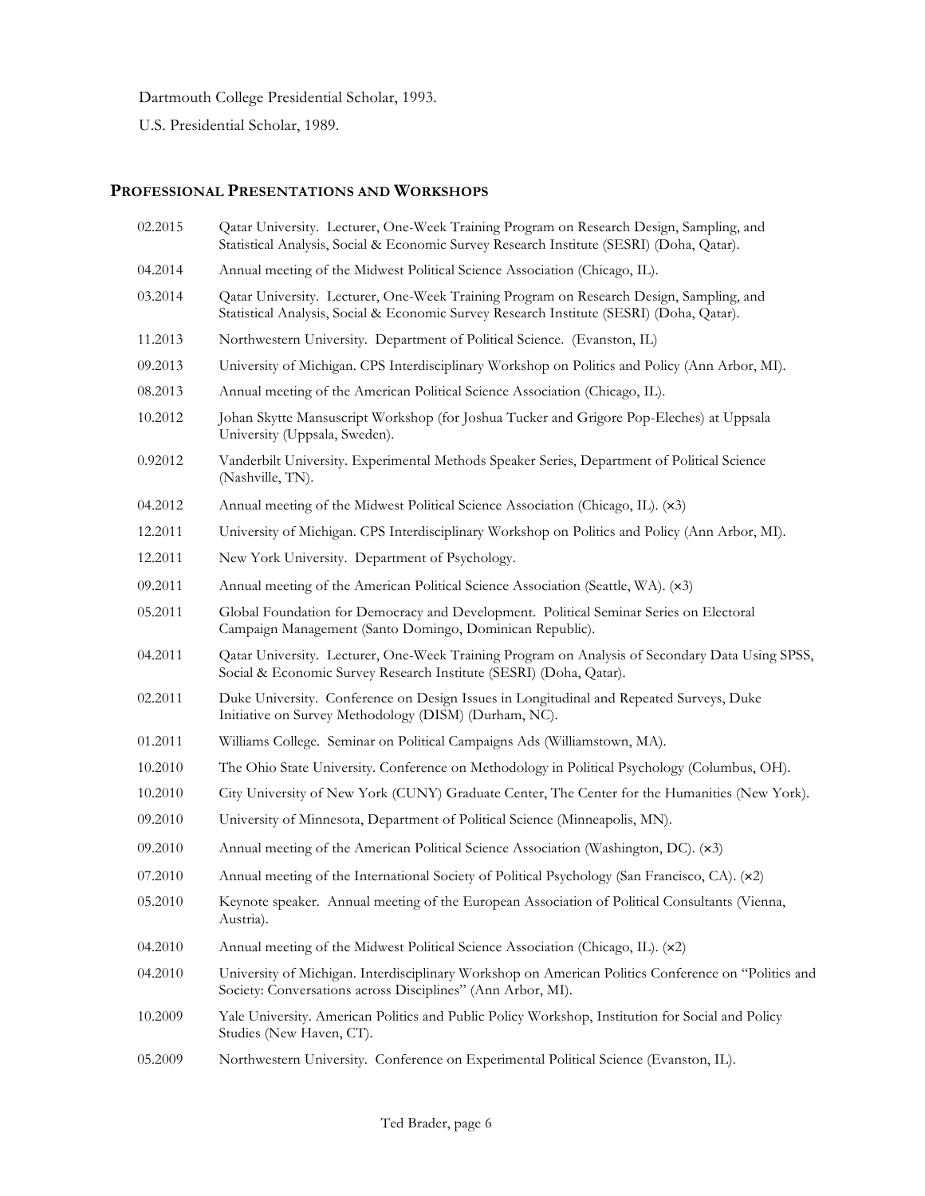Dartmouth College Presidential Scholar, 1993.

U.S. Presidential Scholar, 1989.

## PROFESSIONAL PRESENTATIONS AND WORKSHOPS

02.2015 Qatar University. Lecturer, One-Week Training Program on Research Design, Sampling, and Statistical Analysis, Social & Economic Survey Research Institute (SESRI) (Doha, Qatar).

04.2014 Annual meeting of the Midwest Political Science Association (Chicago, IL).

03.2014 Qatar University. Lecturer, One-Week Training Program on Research Design, Sampling, and Statistical Analysis, Social & Economic Survey Research Institute (SESRI) (Doha, Qatar).

11.2013 Northwestern University. Department of Political Science. (Evanston, IL)

09.2013 University of Michigan. CPS Interdisciplinary Workshop on Politics and Policy (Ann Arbor, MI).

08.2013 Annual meeting of the American Political Science Association (Chicago, IL).

10.2012 Johan Skytte Mansuscript Workshop (for Joshua Tucker and Grigore Pop-Eleches) at Uppsala University (Uppsala, Sweden).

0.92012 Vanderbilt University. Experimental Methods Speaker Series, Department of Political Science (Nashville, TN).

04.2012 Annual meeting of the Midwest Political Science Association (Chicago, IL). (×3)

12.2011 University of Michigan. CPS Interdisciplinary Workshop on Politics and Policy (Ann Arbor, MI).

12.2011 New York University. Department of Psychology.

09.2011 Annual meeting of the American Political Science Association (Seattle, WA). (×3)

05.2011 Global Foundation for Democracy and Development. Political Seminar Series on Electoral Campaign Management (Santo Domingo, Dominican Republic).

04.2011 Qatar University. Lecturer, One-Week Training Program on Analysis of Secondary Data Using SPSS, Social & Economic Survey Research Institute (SESRI) (Doha, Qatar).

02.2011 Duke University. Conference on Design Issues in Longitudinal and Repeated Surveys, Duke Initiative on Survey Methodology (DISM) (Durham, NC).

01.2011 Williams College. Seminar on Political Campaigns Ads (Williamstown, MA).

10.2010 The Ohio State University. Conference on Methodology in Political Psychology (Columbus, OH).

10.2010 City University of New York (CUNY) Graduate Center, The Center for the Humanities (New York).

09.2010 University of Minnesota, Department of Political Science (Minneapolis, MN).

09.2010 Annual meeting of the American Political Science Association (Washington, DC). (×3)

07.2010 Annual meeting of the International Society of Political Psychology (San Francisco, CA). (×2)

05.2010 Keynote speaker. Annual meeting of the European Association of Political Consultants (Vienna, Austria).

04.2010 Annual meeting of the Midwest Political Science Association (Chicago, IL). (×2)

04.2010 University of Michigan. Interdisciplinary Workshop on American Politics Conference on "Politics and Society: Conversations across Disciplines" (Ann Arbor, MI).

10.2009 Yale University. American Politics and Public Policy Workshop, Institution for Social and Policy Studies (New Haven, CT).

05.2009 Northwestern University. Conference on Experimental Political Science (Evanston, IL).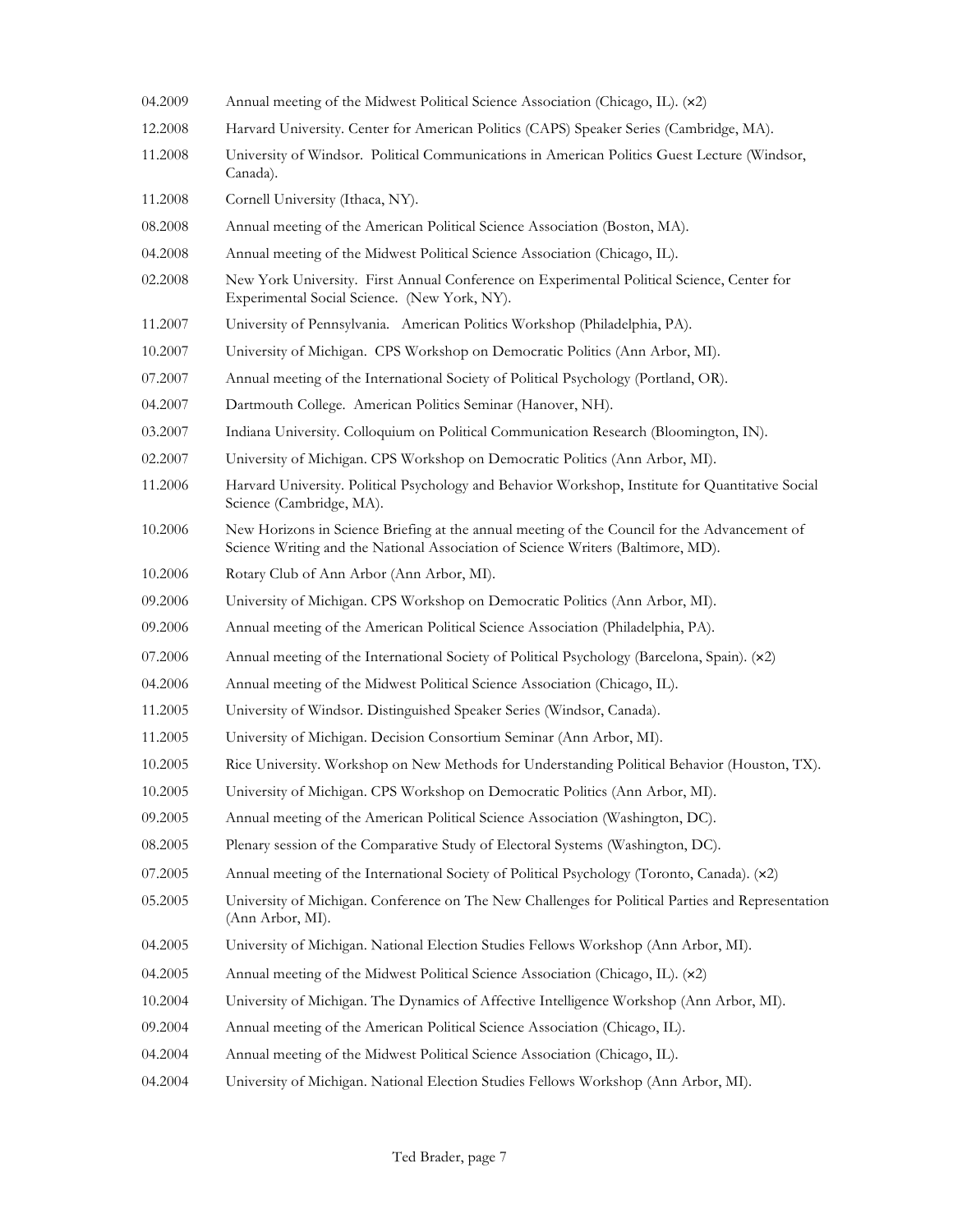04.2009 Annual meeting of the Midwest Political Science Association (Chicago, IL). (×2)

12.2008 Harvard University. Center for American Politics (CAPS) Speaker Series (Cambridge, MA).

11.2008 University of Windsor. Political Communications in American Politics Guest Lecture (Windsor, Canada).

11.2008 Cornell University (Ithaca, NY).

08.2008 Annual meeting of the American Political Science Association (Boston, MA).

04.2008 Annual meeting of the Midwest Political Science Association (Chicago, IL).

02.2008 New York University. First Annual Conference on Experimental Political Science, Center for Experimental Social Science. (New York, NY).

11.2007 University of Pennsylvania. American Politics Workshop (Philadelphia, PA).

10.2007 University of Michigan. CPS Workshop on Democratic Politics (Ann Arbor, MI).

07.2007 Annual meeting of the International Society of Political Psychology (Portland, OR).

04.2007 Dartmouth College. American Politics Seminar (Hanover, NH).

03.2007 Indiana University. Colloquium on Political Communication Research (Bloomington, IN).

02.2007 University of Michigan. CPS Workshop on Democratic Politics (Ann Arbor, MI).

11.2006 Harvard University. Political Psychology and Behavior Workshop, Institute for Quantitative Social Science (Cambridge, MA).

10.2006 New Horizons in Science Briefing at the annual meeting of the Council for the Advancement of Science Writing and the National Association of Science Writers (Baltimore, MD).

10.2006 Rotary Club of Ann Arbor (Ann Arbor, MI).

09.2006 University of Michigan. CPS Workshop on Democratic Politics (Ann Arbor, MI).

09.2006 Annual meeting of the American Political Science Association (Philadelphia, PA).

07.2006 Annual meeting of the International Society of Political Psychology (Barcelona, Spain). (×2)

04.2006 Annual meeting of the Midwest Political Science Association (Chicago, IL).

11.2005 University of Windsor. Distinguished Speaker Series (Windsor, Canada).

11.2005 University of Michigan. Decision Consortium Seminar (Ann Arbor, MI).

10.2005 Rice University. Workshop on New Methods for Understanding Political Behavior (Houston, TX).

10.2005 University of Michigan. CPS Workshop on Democratic Politics (Ann Arbor, MI).

09.2005 Annual meeting of the American Political Science Association (Washington, DC).

08.2005 Plenary session of the Comparative Study of Electoral Systems (Washington, DC).

07.2005 Annual meeting of the International Society of Political Psychology (Toronto, Canada). (×2)

05.2005 University of Michigan. Conference on The New Challenges for Political Parties and Representation (Ann Arbor, MI).

04.2005 University of Michigan. National Election Studies Fellows Workshop (Ann Arbor, MI).

04.2005 Annual meeting of the Midwest Political Science Association (Chicago, IL). (×2)

10.2004 University of Michigan. The Dynamics of Affective Intelligence Workshop (Ann Arbor, MI).

09.2004 Annual meeting of the American Political Science Association (Chicago, IL).

04.2004 Annual meeting of the Midwest Political Science Association (Chicago, IL).

04.2004 University of Michigan. National Election Studies Fellows Workshop (Ann Arbor, MI).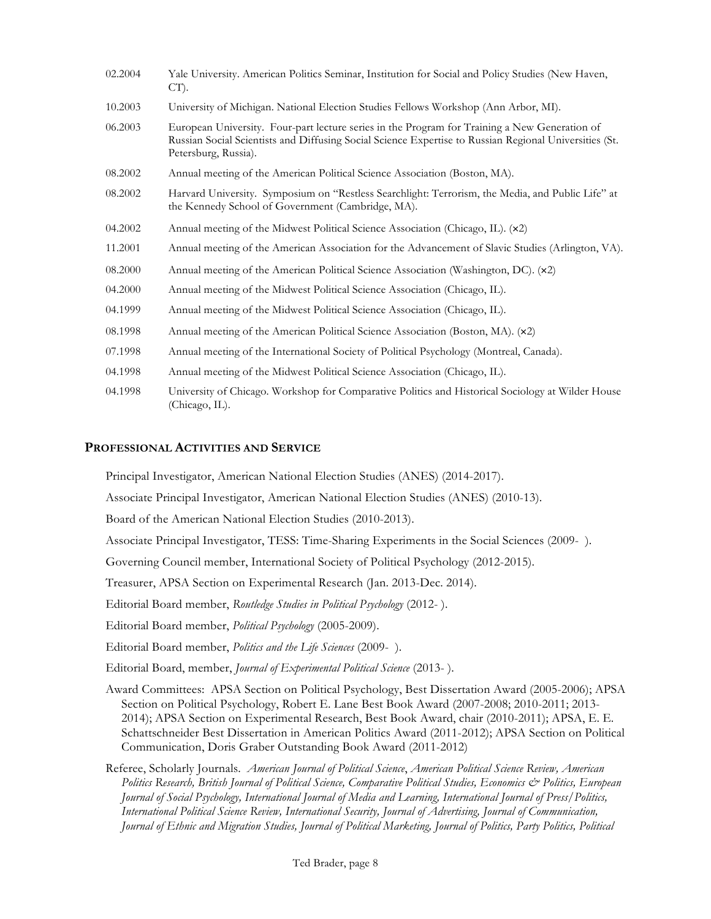02.2004 Yale University. American Politics Seminar, Institution for Social and Policy Studies (New Haven, CT).

10.2003 University of Michigan. National Election Studies Fellows Workshop (Ann Arbor, MI).

06.2003 European University. Four-part lecture series in the Program for Training a New Generation of Russian Social Scientists and Diffusing Social Science Expertise to Russian Regional Universities (St. Petersburg, Russia).

08.2002 Annual meeting of the American Political Science Association (Boston, MA).

08.2002 Harvard University. Symposium on "Restless Searchlight: Terrorism, the Media, and Public Life" at the Kennedy School of Government (Cambridge, MA).

04.2002 Annual meeting of the Midwest Political Science Association (Chicago, IL). (×2)

11.2001 Annual meeting of the American Association for the Advancement of Slavic Studies (Arlington, VA).

08.2000 Annual meeting of the American Political Science Association (Washington, DC). (×2)

04.2000 Annual meeting of the Midwest Political Science Association (Chicago, IL).

04.1999 Annual meeting of the Midwest Political Science Association (Chicago, IL).

08.1998 Annual meeting of the American Political Science Association (Boston, MA). (×2)

07.1998 Annual meeting of the International Society of Political Psychology (Montreal, Canada).

04.1998 Annual meeting of the Midwest Political Science Association (Chicago, IL).

04.1998 University of Chicago. Workshop for Comparative Politics and Historical Sociology at Wilder House (Chicago, IL).

## PROFESSIONAL ACTIVITIES AND SERVICE

Principal Investigator, American National Election Studies (ANES) (2014-2017).

Associate Principal Investigator, American National Election Studies (ANES) (2010-13).

Board of the American National Election Studies (2010-2013).

Associate Principal Investigator, TESS: Time-Sharing Experiments in the Social Sciences (2009- ).

Governing Council member, International Society of Political Psychology (2012-2015).

Treasurer, APSA Section on Experimental Research (Jan. 2013-Dec. 2014).

Editorial Board member, *Routledge Studies in Political Psychology* (2012- ).

Editorial Board member, *Political Psychology* (2005-2009).

Editorial Board member, *Politics and the Life Sciences* (2009- ).

Editorial Board, member, *Journal of Experimental Political Science* (2013- ).

Award Committees: APSA Section on Political Psychology, Best Dissertation Award (2005-2006); APSA Section on Political Psychology, Robert E. Lane Best Book Award (2007-2008; 2010-2011; 2013-2014); APSA Section on Experimental Research, Best Book Award, chair (2010-2011); APSA, E. E. Schattschneider Best Dissertation in American Politics Award (2011-2012); APSA Section on Political Communication, Doris Graber Outstanding Book Award (2011-2012)

Referee, Scholarly Journals. *American Journal of Political Science*, *American Political Science Review, American Politics Research, British Journal of Political Science, Comparative Political Studies, Economics & Politics, European Journal of Social Psychology, International Journal of Media and Learning, International Journal of Press/Politics, International Political Science Review, International Security, Journal of Advertising, Journal of Communication, Journal of Ethnic and Migration Studies, Journal of Political Marketing, Journal of Politics, Party Politics, Political*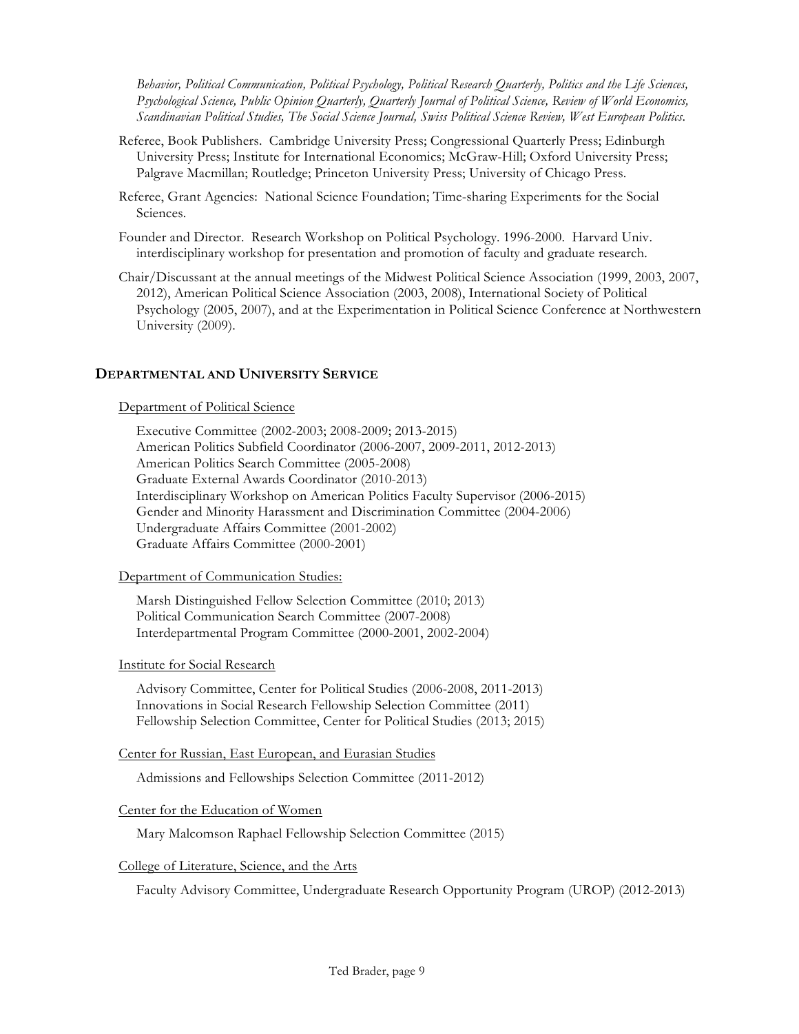*Behavior, Political Communication, Political Psychology, Political Research Quarterly, Politics and the Life Sciences, Psychological Science, Public Opinion Quarterly, Quarterly Journal of Political Science, Review of World Economics, Scandinavian Political Studies, The Social Science Journal, Swiss Political Science Review, West European Politics.*

Referee, Book Publishers. Cambridge University Press; Congressional Quarterly Press; Edinburgh University Press; Institute for International Economics; McGraw-Hill; Oxford University Press; Palgrave Macmillan; Routledge; Princeton University Press; University of Chicago Press.

Referee, Grant Agencies: National Science Foundation; Time-sharing Experiments for the Social Sciences.

Founder and Director. Research Workshop on Political Psychology. 1996-2000. Harvard Univ. interdisciplinary workshop for presentation and promotion of faculty and graduate research.

Chair/Discussant at the annual meetings of the Midwest Political Science Association (1999, 2003, 2007, 2012), American Political Science Association (2003, 2008), International Society of Political Psychology (2005, 2007), and at the Experimentation in Political Science Conference at Northwestern University (2009).

## DEPARTMENTAL AND UNIVERSITY SERVICE

Department of Political Science

Executive Committee (2002-2003; 2008-2009; 2013-2015)
American Politics Subfield Coordinator (2006-2007, 2009-2011, 2012-2013)
American Politics Search Committee (2005-2008)
Graduate External Awards Coordinator (2010-2013)
Interdisciplinary Workshop on American Politics Faculty Supervisor (2006-2015)
Gender and Minority Harassment and Discrimination Committee (2004-2006)
Undergraduate Affairs Committee (2001-2002)
Graduate Affairs Committee (2000-2001)

Department of Communication Studies:

Marsh Distinguished Fellow Selection Committee (2010; 2013)
Political Communication Search Committee (2007-2008)
Interdepartmental Program Committee (2000-2001, 2002-2004)

Institute for Social Research

Advisory Committee, Center for Political Studies (2006-2008, 2011-2013)
Innovations in Social Research Fellowship Selection Committee (2011)
Fellowship Selection Committee, Center for Political Studies (2013; 2015)

Center for Russian, East European, and Eurasian Studies

Admissions and Fellowships Selection Committee (2011-2012)

Center for the Education of Women

Mary Malcomson Raphael Fellowship Selection Committee (2015)

College of Literature, Science, and the Arts

Faculty Advisory Committee, Undergraduate Research Opportunity Program (UROP) (2012-2013)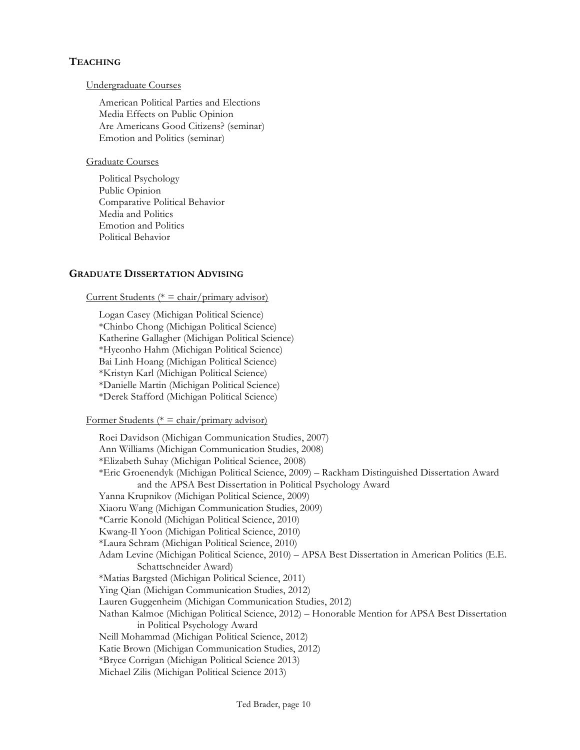## TEACHING

Undergraduate Courses

American Political Parties and Elections
Media Effects on Public Opinion
Are Americans Good Citizens? (seminar)
Emotion and Politics (seminar)

Graduate Courses

Political Psychology
Public Opinion
Comparative Political Behavior
Media and Politics
Emotion and Politics
Political Behavior

## GRADUATE DISSERTATION ADVISING

Current Students (* = chair/primary advisor)

Logan Casey (Michigan Political Science)
*Chinbo Chong (Michigan Political Science)
Katherine Gallagher (Michigan Political Science)
*Hyeonho Hahm (Michigan Political Science)
Bai Linh Hoang (Michigan Political Science)
*Kristyn Karl (Michigan Political Science)
*Danielle Martin (Michigan Political Science)
*Derek Stafford (Michigan Political Science)

Former Students (* = chair/primary advisor)

Roei Davidson (Michigan Communication Studies, 2007)
Ann Williams (Michigan Communication Studies, 2008)
*Elizabeth Suhay (Michigan Political Science, 2008)
*Eric Groenendyk (Michigan Political Science, 2009) – Rackham Distinguished Dissertation Award and the APSA Best Dissertation in Political Psychology Award
Yanna Krupnikov (Michigan Political Science, 2009)
Xiaoru Wang (Michigan Communication Studies, 2009)
*Carrie Konold (Michigan Political Science, 2010)
Kwang-Il Yoon (Michigan Political Science, 2010)
*Laura Schram (Michigan Political Science, 2010)
Adam Levine (Michigan Political Science, 2010) – APSA Best Dissertation in American Politics (E.E. Schattschneider Award)
*Matias Bargsted (Michigan Political Science, 2011)
Ying Qian (Michigan Communication Studies, 2012)
Lauren Guggenheim (Michigan Communication Studies, 2012)
Nathan Kalmoe (Michigan Political Science, 2012) – Honorable Mention for APSA Best Dissertation in Political Psychology Award
Neill Mohammad (Michigan Political Science, 2012)
Katie Brown (Michigan Communication Studies, 2012)
*Bryce Corrigan (Michigan Political Science 2013)
Michael Zilis (Michigan Political Science 2013)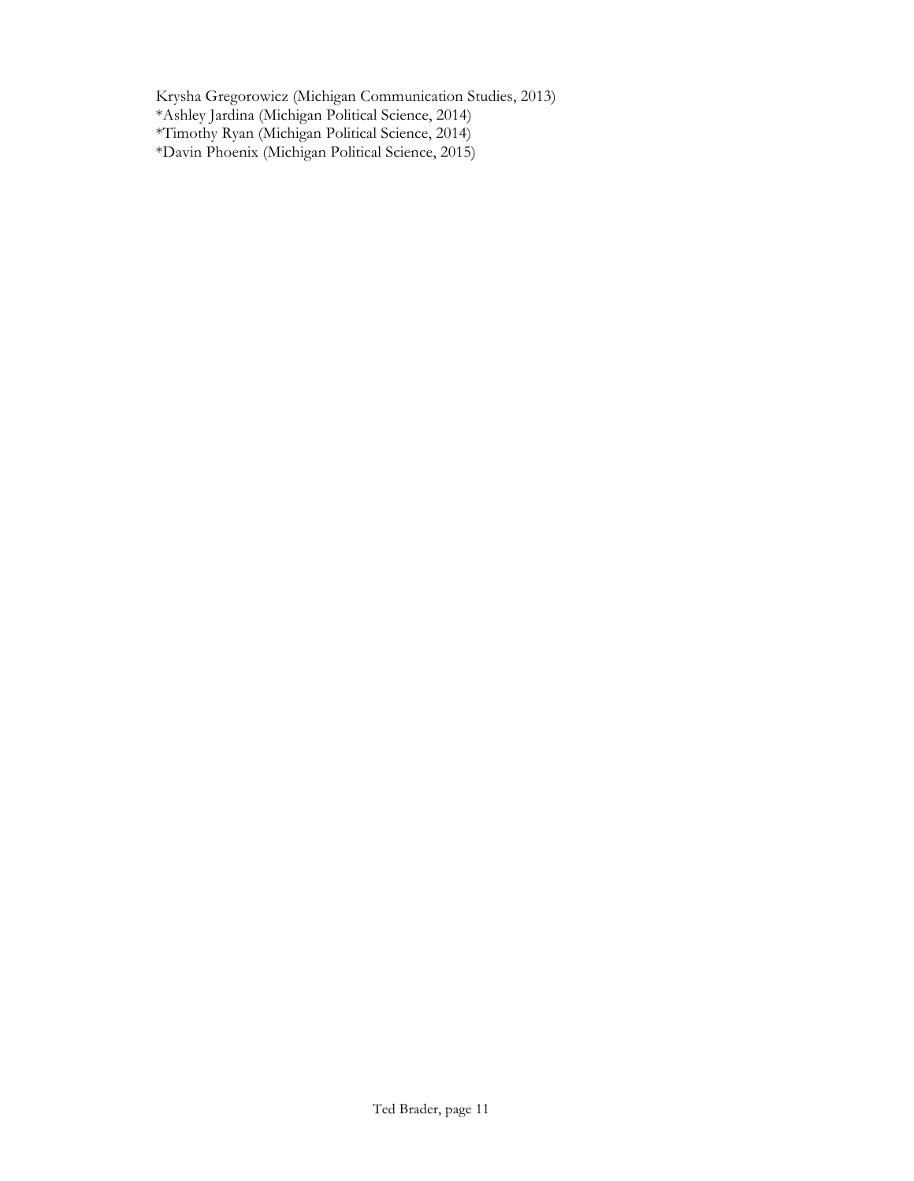Krysha Gregorowicz (Michigan Communication Studies, 2013)
*Ashley Jardina (Michigan Political Science, 2014)
*Timothy Ryan (Michigan Political Science, 2014)
*Davin Phoenix (Michigan Political Science, 2015)